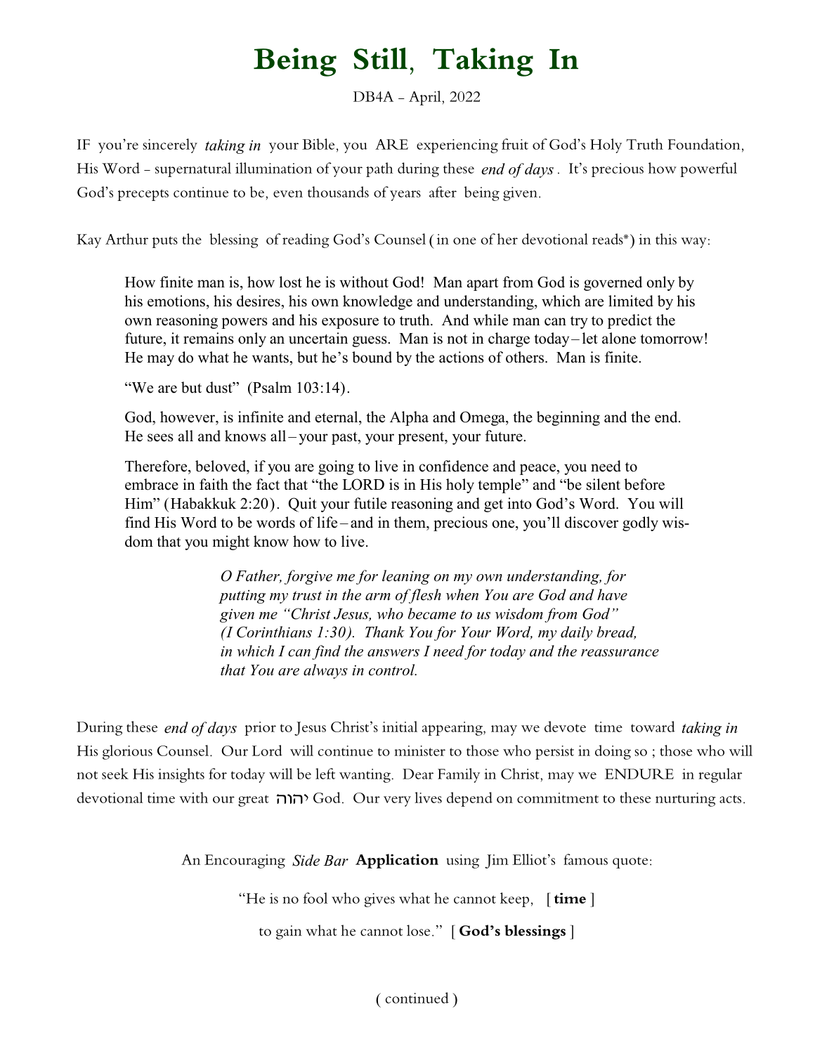# Being Still, Taking In

DB4A - April, 2022

IF you're sincerely *taking in* your Bible, you ARE experiencing fruit of God's Holy Truth Foundation, His Word - supernatural illumination of your path during these *end of days*. It's precious how powerful God's precepts continue to be, even thousands of years after being given.

Kay Arthur puts the blessing of reading God's Counsel ( in one of her devotional reads* ) in this way:

> How finite man is, how lost he is without God! Man apart from God is governed only by his emotions, his desires, his own knowledge and understanding, which are limited by his own reasoning powers and his exposure to truth. And while man can try to predict the future, it remains only an uncertain guess. Man is not in charge today – let alone tomorrow! He may do what he wants, but he's bound by the actions of others. Man is finite.
>
> "We are but dust" (Psalm 103:14).
>
> God, however, is infinite and eternal, the Alpha and Omega, the beginning and the end. He sees all and knows all – your past, your present, your future.
>
> Therefore, beloved, if you are going to live in confidence and peace, you need to embrace in faith the fact that "the LORD is in His holy temple" and "be silent before Him" (Habakkuk 2:20). Quit your futile reasoning and get into God's Word. You will find His Word to be words of life – and in them, precious one, you'll discover godly wisdom that you might know how to live.
>
> *O Father, forgive me for leaning on my own understanding, for putting my trust in the arm of flesh when You are God and have given me "Christ Jesus, who became to us wisdom from God" (I Corinthians 1:30). Thank You for Your Word, my daily bread, in which I can find the answers I need for today and the reassurance that You are always in control.*

During these *end of days* prior to Jesus Christ's initial appearing, may we devote time toward *taking in* His glorious Counsel. Our Lord will continue to minister to those who persist in doing so ; those who will not seek His insights for today will be left wanting. Dear Family in Christ, may we ENDURE in regular devotional time with our great יהוה God. Our very lives depend on commitment to these nurturing acts.

An Encouraging *Side Bar* **Application** using Jim Elliot's famous quote:

"He is no fool who gives what he cannot keep, [ **time** ]

to gain what he cannot lose." [ **God's blessings** ]

( continued )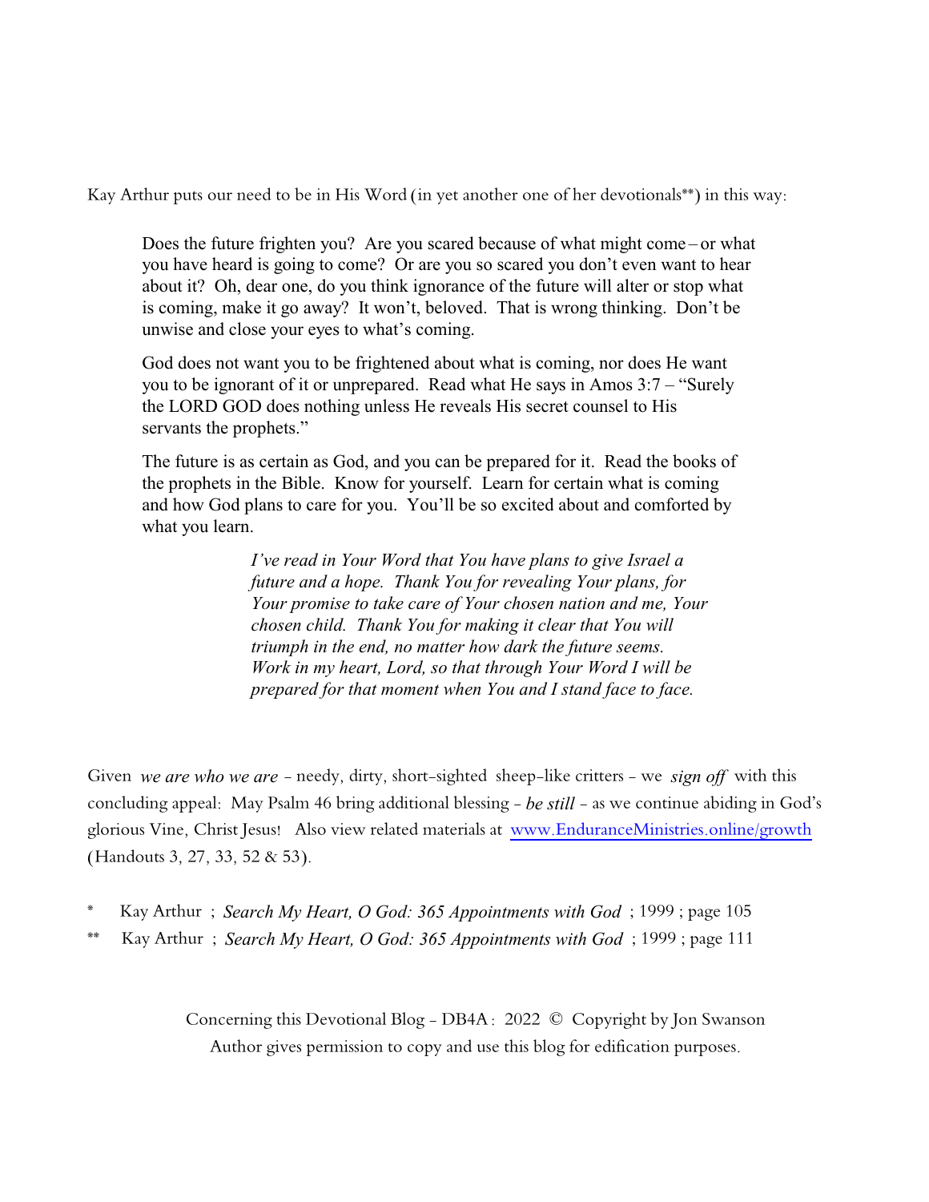Kay Arthur puts our need to be in His Word (in yet another one of her devotionals**) in this way:

> Does the future frighten you? Are you scared because of what might come – or what you have heard is going to come? Or are you so scared you don't even want to hear about it? Oh, dear one, do you think ignorance of the future will alter or stop what is coming, make it go away? It won't, beloved. That is wrong thinking. Don't be unwise and close your eyes to what's coming.
>
> God does not want you to be frightened about what is coming, nor does He want you to be ignorant of it or unprepared. Read what He says in Amos 3:7 – "Surely the LORD GOD does nothing unless He reveals His secret counsel to His servants the prophets."
>
> The future is as certain as God, and you can be prepared for it. Read the books of the prophets in the Bible. Know for yourself. Learn for certain what is coming and how God plans to care for you. You'll be so excited about and comforted by what you learn.
>
> *I've read in Your Word that You have plans to give Israel a future and a hope. Thank You for revealing Your plans, for Your promise to take care of Your chosen nation and me, Your chosen child. Thank You for making it clear that You will triumph in the end, no matter how dark the future seems. Work in my heart, Lord, so that through Your Word I will be prepared for that moment when You and I stand face to face.*

Given *we are who we are* – needy, dirty, short-sighted sheep-like critters – we *sign off* with this concluding appeal: May Psalm 46 bring additional blessing – *be still* – as we continue abiding in God's glorious Vine, Christ Jesus! Also view related materials at www.EnduranceMinistries.online/growth (Handouts 3, 27, 33, 52 & 53).

\* Kay Arthur ; *Search My Heart, O God: 365 Appointments with God* ; 1999 ; page 105

\*\* Kay Arthur ; *Search My Heart, O God: 365 Appointments with God* ; 1999 ; page 111

Concerning this Devotional Blog – DB4A : 2022 © Copyright by Jon Swanson

Author gives permission to copy and use this blog for edification purposes.